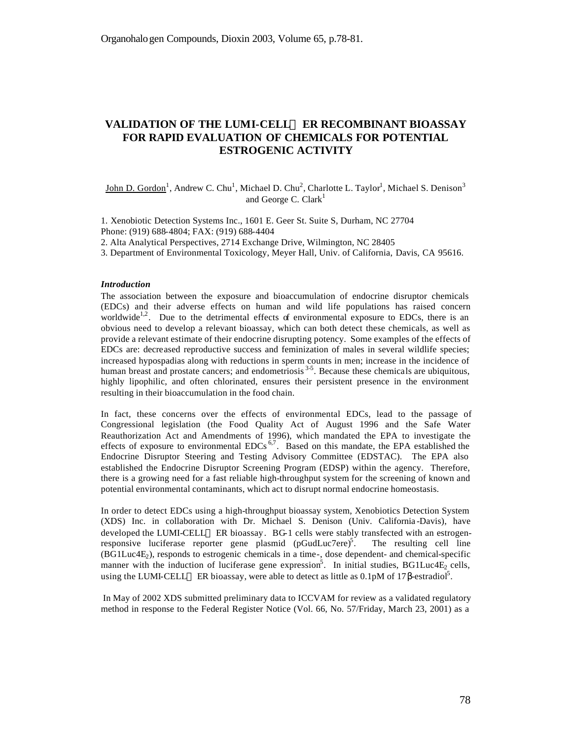# VALIDATION OF THE LUMI-CELL™ ER RECOMBINANT BIOASSAY FOR RAPID EVALUATION OF CHEMICALS FOR POTENTIAL ESTROGENIC ACTIVITY

John D. Gordon[1], Andrew C. Chu[1], Michael D. Chu[2], Charlotte L. Taylor[1], Michael S. Denison[3] and George C. Clark[1]

1. Xenobiotic Detection Systems Inc., 1601 E. Geer St. Suite S, Durham, NC 27704
Phone: (919) 688-4804; FAX: (919) 688-4404
2. Alta Analytical Perspectives, 2714 Exchange Drive, Wilmington, NC 28405
3. Department of Environmental Toxicology, Meyer Hall, Univ. of California, Davis, CA 95616.

### *Introduction*

The association between the exposure and bioaccumulation of endocrine disruptor chemicals (EDCs) and their adverse effects on human and wild life populations has raised concern worldwide[1,2]. Due to the detrimental effects of environmental exposure to EDCs, there is an obvious need to develop a relevant bioassay, which can both detect these chemicals, as well as provide a relevant estimate of their endocrine disrupting potency. Some examples of the effects of EDCs are: decreased reproductive success and feminization of males in several wildlife species; increased hypospadias along with reductions in sperm counts in men; increase in the incidence of human breast and prostate cancers; and endometriosis [3-5]. Because these chemicals are ubiquitous, highly lipophilic, and often chlorinated, ensures their persistent presence in the environment resulting in their bioaccumulation in the food chain.

In fact, these concerns over the effects of environmental EDCs, lead to the passage of Congressional legislation (the Food Quality Act of August 1996 and the Safe Water Reauthorization Act and Amendments of 1996), which mandated the EPA to investigate the effects of exposure to environmental EDCs [6,7]. Based on this mandate, the EPA established the Endocrine Disruptor Steering and Testing Advisory Committee (EDSTAC). The EPA also established the Endocrine Disruptor Screening Program (EDSP) within the agency. Therefore, there is a growing need for a fast reliable high-throughput system for the screening of known and potential environmental contaminants, which act to disrupt normal endocrine homeostasis.

In order to detect EDCs using a high-throughput bioassay system, Xenobiotics Detection System (XDS) Inc. in collaboration with Dr. Michael S. Denison (Univ. California-Davis), have developed the LUMI-CELL™ ER bioassay. BG-1 cells were stably transfected with an estrogen-responsive luciferase reporter gene plasmid (pGudLuc7ere)[5]. The resulting cell line ($BG1Luc4E_2$), responds to estrogenic chemicals in a time-, dose dependent- and chemical-specific manner with the induction of luciferase gene expression[5]. In initial studies, $BG1Luc4E_2$ cells, using the LUMI-CELL™ ER bioassay, were able to detect as little as 0.1pM of 17β-estradiol[5].

In May of 2002 XDS submitted preliminary data to ICCVAM for review as a validated regulatory method in response to the Federal Register Notice (Vol. 66, No. 57/Friday, March 23, 2001) as a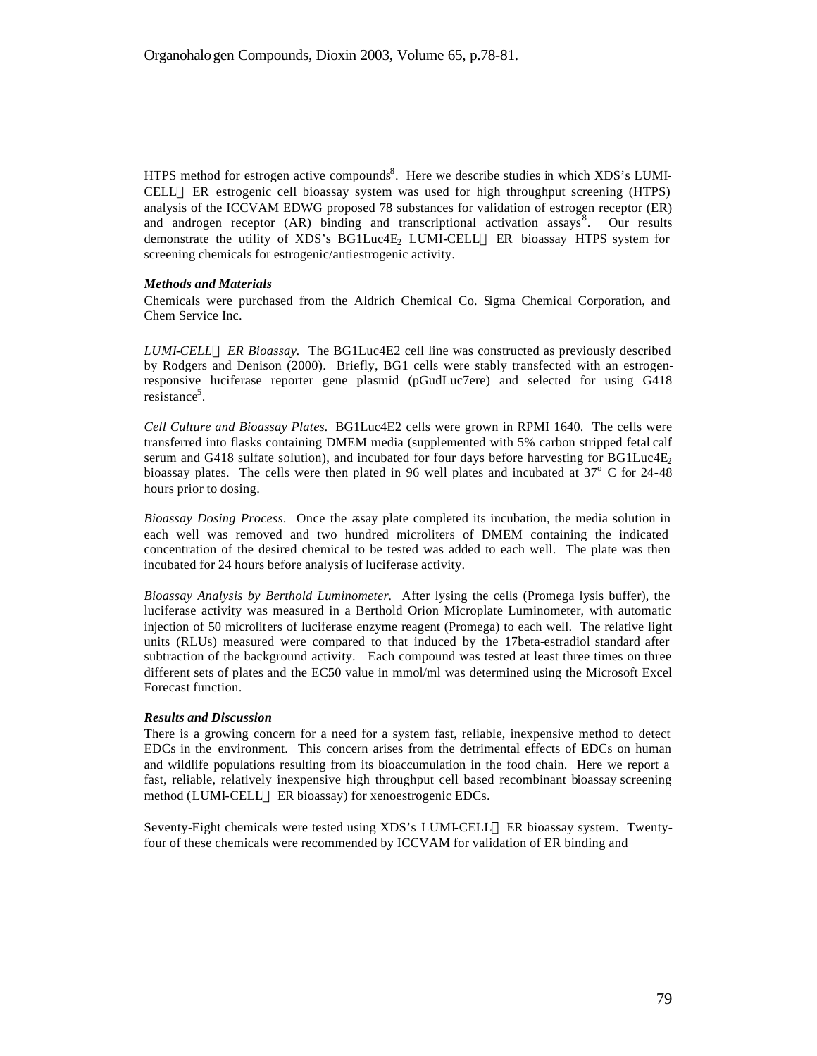HTPS method for estrogen active compounds[8]. Here we describe studies in which XDS's LUMI-CELL™ ER estrogenic cell bioassay system was used for high throughput screening (HTPS) analysis of the ICCVAM EDWG proposed 78 substances for validation of estrogen receptor (ER) and androgen receptor (AR) binding and transcriptional activation assays[8]. Our results demonstrate the utility of XDS's $BG1Luc4E_2$ LUMI-CELL™ ER bioassay HTPS system for screening chemicals for estrogenic/antiestrogenic activity.

***Methods and Materials***

Chemicals were purchased from the Aldrich Chemical Co. Sigma Chemical Corporation, and Chem Service Inc.

*LUMI-CELL™ ER Bioassay.* The BG1Luc4E2 cell line was constructed as previously described by Rodgers and Denison (2000). Briefly, BG1 cells were stably transfected with an estrogen-responsive luciferase reporter gene plasmid (pGudLuc7ere) and selected for using G418 resistance[5].

*Cell Culture and Bioassay Plates.* BG1Luc4E2 cells were grown in RPMI 1640. The cells were transferred into flasks containing DMEM media (supplemented with 5% carbon stripped fetal calf serum and G418 sulfate solution), and incubated for four days before harvesting for $BG1Luc4E_2$ bioassay plates. The cells were then plated in 96 well plates and incubated at $37^o$ C for 24-48 hours prior to dosing.

*Bioassay Dosing Process.* Once the assay plate completed its incubation, the media solution in each well was removed and two hundred microliters of DMEM containing the indicated concentration of the desired chemical to be tested was added to each well. The plate was then incubated for 24 hours before analysis of luciferase activity.

*Bioassay Analysis by Berthold Luminometer.* After lysing the cells (Promega lysis buffer), the luciferase activity was measured in a Berthold Orion Microplate Luminometer, with automatic injection of 50 microliters of luciferase enzyme reagent (Promega) to each well. The relative light units (RLUs) measured were compared to that induced by the 17beta-estradiol standard after subtraction of the background activity. Each compound was tested at least three times on three different sets of plates and the EC50 value in mmol/ml was determined using the Microsoft Excel Forecast function.

***Results and Discussion***

There is a growing concern for a need for a system fast, reliable, inexpensive method to detect EDCs in the environment. This concern arises from the detrimental effects of EDCs on human and wildlife populations resulting from its bioaccumulation in the food chain. Here we report a fast, reliable, relatively inexpensive high throughput cell based recombinant bioassay screening method (LUMI-CELL™ ER bioassay) for xenoestrogenic EDCs.

Seventy-Eight chemicals were tested using XDS's LUMI-CELL™ ER bioassay system. Twenty-four of these chemicals were recommended by ICCVAM for validation of ER binding and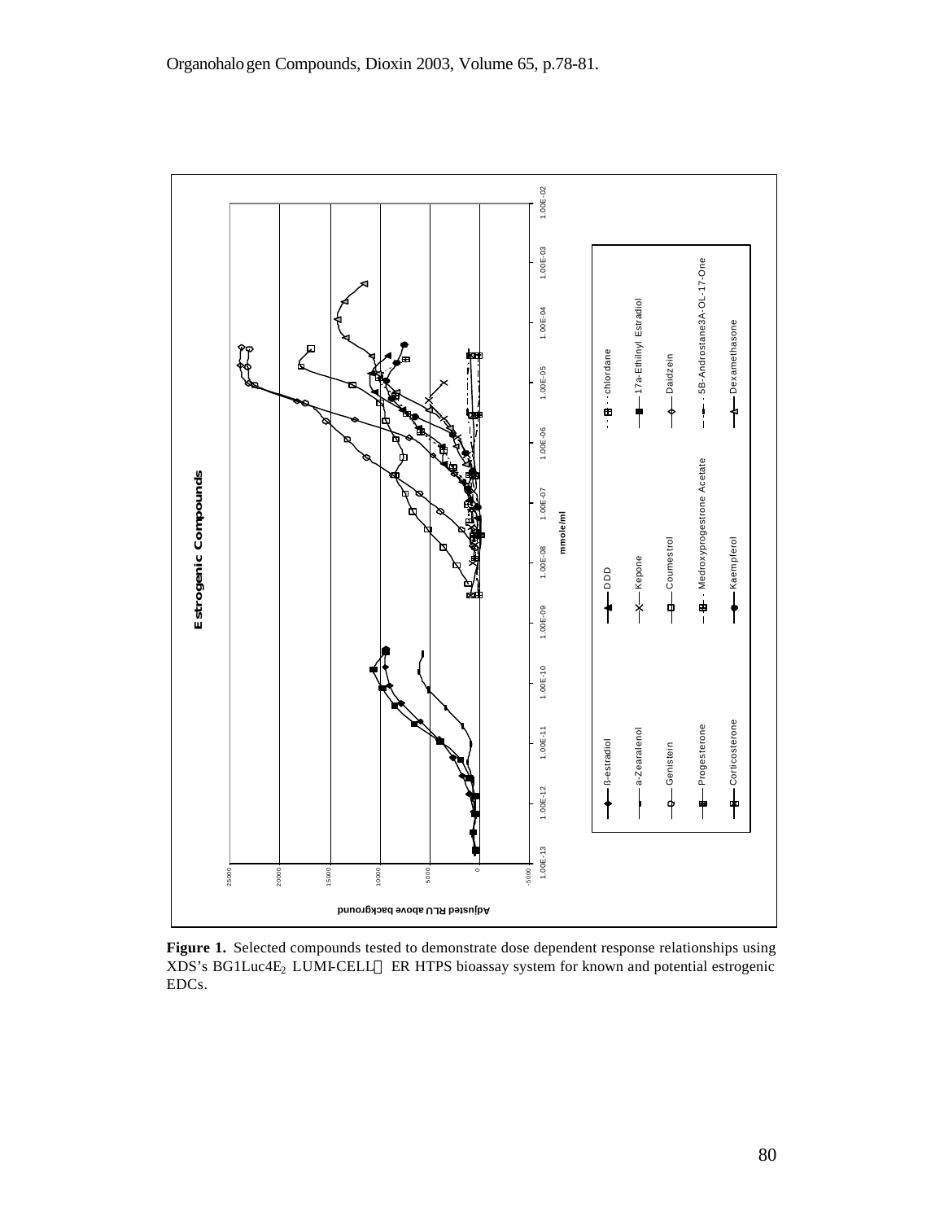**Figure 1.** Selected compounds tested to demonstrate dose dependent response relationships using XDS's BG1Luc4$E_2$ LUMI-CELL™ ER HTPS bioassay system for known and potential estrogenic EDCs.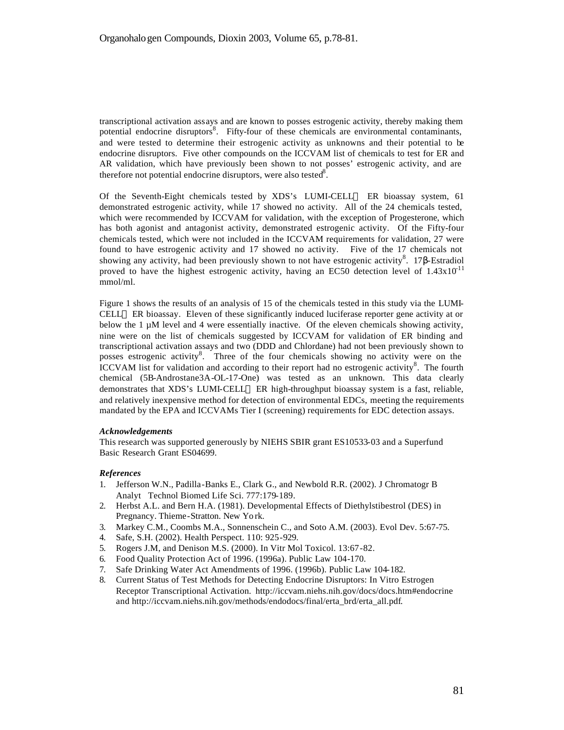transcriptional activation assays and are known to posses estrogenic activity, thereby making them potential endocrine disruptors[8]. Fifty-four of these chemicals are environmental contaminants, and were tested to determine their estrogenic activity as unknowns and their potential to be endocrine disruptors. Five other compounds on the ICCVAM list of chemicals to test for ER and AR validation, which have previously been shown to not posses' estrogenic activity, and are therefore not potential endocrine disruptors, were also tested[8].

Of the Seventh-Eight chemicals tested by XDS's LUMI-CELL ER bioassay system, 61 demonstrated estrogenic activity, while 17 showed no activity. All of the 24 chemicals tested, which were recommended by ICCVAM for validation, with the exception of Progesterone, which has both agonist and antagonist activity, demonstrated estrogenic activity. Of the Fifty-four chemicals tested, which were not included in the ICCVAM requirements for validation, 27 were found to have estrogenic activity and 17 showed no activity. Five of the 17 chemicals not showing any activity, had been previously shown to not have estrogenic activity[8]. 17β-Estradiol proved to have the highest estrogenic activity, having an EC50 detection level of $1.43 \times 10^{-11}$ mmol/ml.

Figure 1 shows the results of an analysis of 15 of the chemicals tested in this study via the LUMI-CELL ER bioassay. Eleven of these significantly induced luciferase reporter gene activity at or below the 1 µM level and 4 were essentially inactive. Of the eleven chemicals showing activity, nine were on the list of chemicals suggested by ICCVAM for validation of ER binding and transcriptional activation assays and two (DDD and Chlordane) had not been previously shown to posses estrogenic activity[8]. Three of the four chemicals showing no activity were on the ICCVAM list for validation and according to their report had no estrogenic activity[8]. The fourth chemical (5B-Androstane3A-OL-17-One) was tested as an unknown. This data clearly demonstrates that XDS's LUMI-CELL ER high-throughput bioassay system is a fast, reliable, and relatively inexpensive method for detection of environmental EDCs, meeting the requirements mandated by the EPA and ICCVAMs Tier I (screening) requirements for EDC detection assays.

### *Acknowledgements*

This research was supported generously by NIEHS SBIR grant ES10533-03 and a Superfund Basic Research Grant ES04699.

### *References*

1. Jefferson W.N., Padilla-Banks E., Clark G., and Newbold R.R. (2002). J Chromatogr B Analyt Technol Biomed Life Sci. 777:179-189.
2. Herbst A.L. and Bern H.A. (1981). Developmental Effects of Diethylstibestrol (DES) in Pregnancy. Thieme-Stratton. New York.
3. Markey C.M., Coombs M.A., Sonnenschein C., and Soto A.M. (2003). Evol Dev. 5:67-75.
4. Safe, S.H. (2002). Health Perspect. 110: 925-929.
5. Rogers J.M, and Denison M.S. (2000). In Vitr Mol Toxicol. 13:67-82.
6. Food Quality Protection Act of 1996. (1996a). Public Law 104-170.
7. Safe Drinking Water Act Amendments of 1996. (1996b). Public Law 104-182.
8. Current Status of Test Methods for Detecting Endocrine Disruptors: In Vitro Estrogen Receptor Transcriptional Activation. http://iccvam.niehs.nih.gov/docs/docs.htm#endocrine and http://iccvam.niehs.nih.gov/methods/endodocs/final/erta_brd/erta_all.pdf.